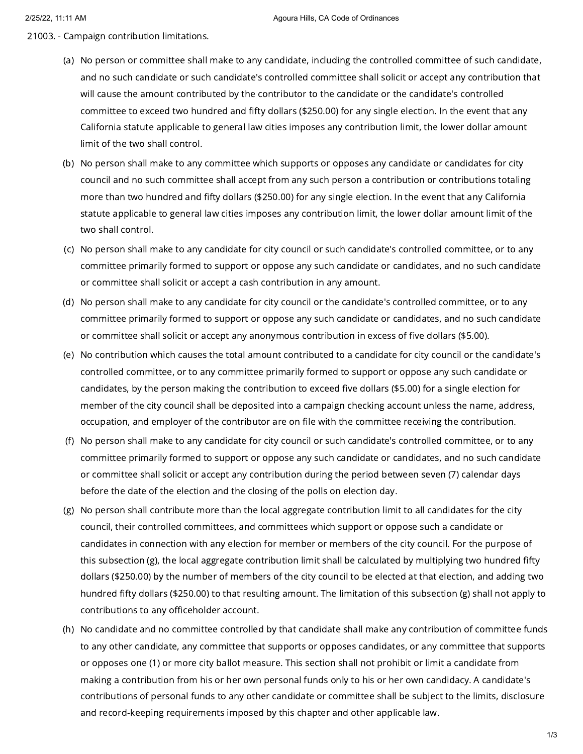21003. - Campaign contribution limitations.

(a) No person or committee shall make to any candidate, including the controlled committee of such candidate, and no such candidate or such candidate's controlled committee shall solicit or accept any contribution that will cause the amount contributed by the contributor to the candidate or the candidate's controlled committee to exceed two hundred and fifty dollars ($250.00) for any single election. In the event that any California statute applicable to general law cities imposes any contribution limit, the lower dollar amount limit of the two shall control.

(b) No person shall make to any committee which supports or opposes any candidate or candidates for city council and no such committee shall accept from any such person a contribution or contributions totaling more than two hundred and fifty dollars ($250.00) for any single election. In the event that any California statute applicable to general law cities imposes any contribution limit, the lower dollar amount limit of the two shall control.

(c) No person shall make to any candidate for city council or such candidate's controlled committee, or to any committee primarily formed to support or oppose any such candidate or candidates, and no such candidate or committee shall solicit or accept a cash contribution in any amount.

(d) No person shall make to any candidate for city council or the candidate's controlled committee, or to any committee primarily formed to support or oppose any such candidate or candidates, and no such candidate or committee shall solicit or accept any anonymous contribution in excess of five dollars ($5.00).

(e) No contribution which causes the total amount contributed to a candidate for city council or the candidate's controlled committee, or to any committee primarily formed to support or oppose any such candidate or candidates, by the person making the contribution to exceed five dollars ($5.00) for a single election for member of the city council shall be deposited into a campaign checking account unless the name, address, occupation, and employer of the contributor are on file with the committee receiving the contribution.

(f) No person shall make to any candidate for city council or such candidate's controlled committee, or to any committee primarily formed to support or oppose any such candidate or candidates, and no such candidate or committee shall solicit or accept any contribution during the period between seven (7) calendar days before the date of the election and the closing of the polls on election day.

(g) No person shall contribute more than the local aggregate contribution limit to all candidates for the city council, their controlled committees, and committees which support or oppose such a candidate or candidates in connection with any election for member or members of the city council. For the purpose of this subsection (g), the local aggregate contribution limit shall be calculated by multiplying two hundred fifty dollars ($250.00) by the number of members of the city council to be elected at that election, and adding two hundred fifty dollars ($250.00) to that resulting amount. The limitation of this subsection (g) shall not apply to contributions to any officeholder account.

(h) No candidate and no committee controlled by that candidate shall make any contribution of committee funds to any other candidate, any committee that supports or opposes candidates, or any committee that supports or opposes one (1) or more city ballot measure. This section shall not prohibit or limit a candidate from making a contribution from his or her own personal funds only to his or her own candidacy. A candidate's contributions of personal funds to any other candidate or committee shall be subject to the limits, disclosure and record-keeping requirements imposed by this chapter and other applicable law.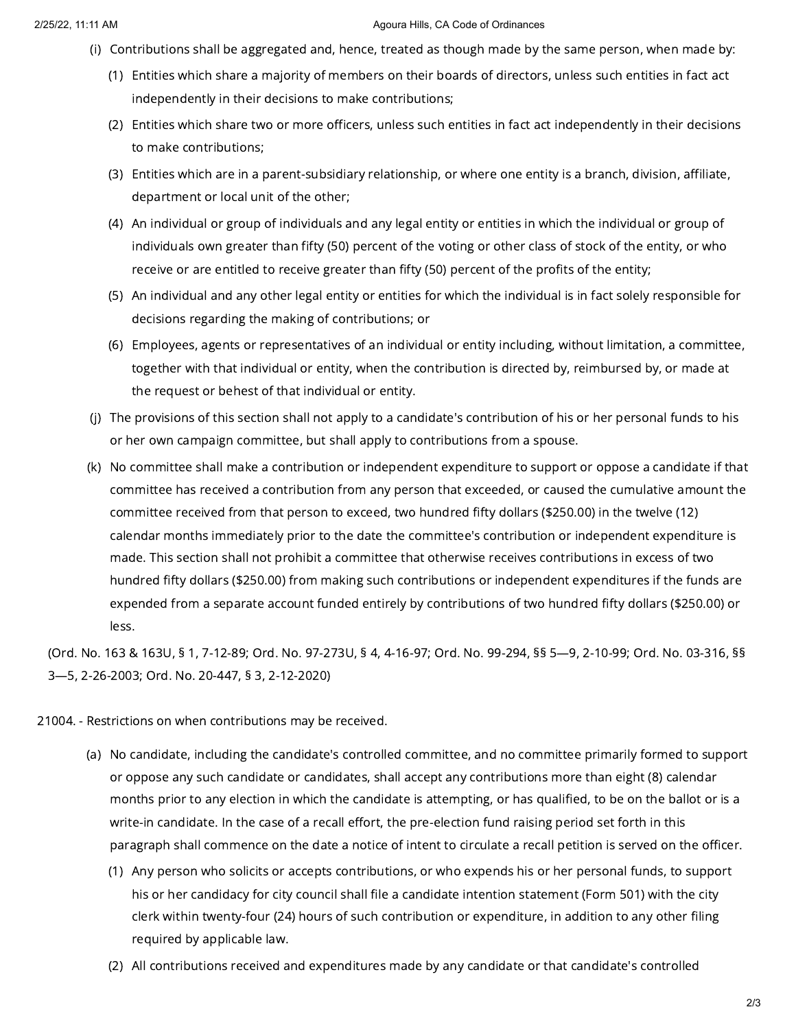(i) Contributions shall be aggregated and, hence, treated as though made by the same person, when made by:

(1) Entities which share a majority of members on their boards of directors, unless such entities in fact act independently in their decisions to make contributions;

(2) Entities which share two or more officers, unless such entities in fact act independently in their decisions to make contributions;

(3) Entities which are in a parent-subsidiary relationship, or where one entity is a branch, division, affiliate, department or local unit of the other;

(4) An individual or group of individuals and any legal entity or entities in which the individual or group of individuals own greater than fifty (50) percent of the voting or other class of stock of the entity, or who receive or are entitled to receive greater than fifty (50) percent of the profits of the entity;

(5) An individual and any other legal entity or entities for which the individual is in fact solely responsible for decisions regarding the making of contributions; or

(6) Employees, agents or representatives of an individual or entity including, without limitation, a committee, together with that individual or entity, when the contribution is directed by, reimbursed by, or made at the request or behest of that individual or entity.

(j) The provisions of this section shall not apply to a candidate's contribution of his or her personal funds to his or her own campaign committee, but shall apply to contributions from a spouse.

(k) No committee shall make a contribution or independent expenditure to support or oppose a candidate if that committee has received a contribution from any person that exceeded, or caused the cumulative amount the committee received from that person to exceed, two hundred fifty dollars ($250.00) in the twelve (12) calendar months immediately prior to the date the committee's contribution or independent expenditure is made. This section shall not prohibit a committee that otherwise receives contributions in excess of two hundred fifty dollars ($250.00) from making such contributions or independent expenditures if the funds are expended from a separate account funded entirely by contributions of two hundred fifty dollars ($250.00) or less.

(Ord. No. 163 & 163U, § 1, 7-12-89; Ord. No. 97-273U, § 4, 4-16-97; Ord. No. 99-294, §§ 5—9, 2-10-99; Ord. No. 03-316, §§ 3—5, 2-26-2003; Ord. No. 20-447, § 3, 2-12-2020)

21004. - Restrictions on when contributions may be received.

(a) No candidate, including the candidate's controlled committee, and no committee primarily formed to support or oppose any such candidate or candidates, shall accept any contributions more than eight (8) calendar months prior to any election in which the candidate is attempting, or has qualified, to be on the ballot or is a write-in candidate. In the case of a recall effort, the pre-election fund raising period set forth in this paragraph shall commence on the date a notice of intent to circulate a recall petition is served on the officer.

(1) Any person who solicits or accepts contributions, or who expends his or her personal funds, to support his or her candidacy for city council shall file a candidate intention statement (Form 501) with the city clerk within twenty-four (24) hours of such contribution or expenditure, in addition to any other filing required by applicable law.

(2) All contributions received and expenditures made by any candidate or that candidate's controlled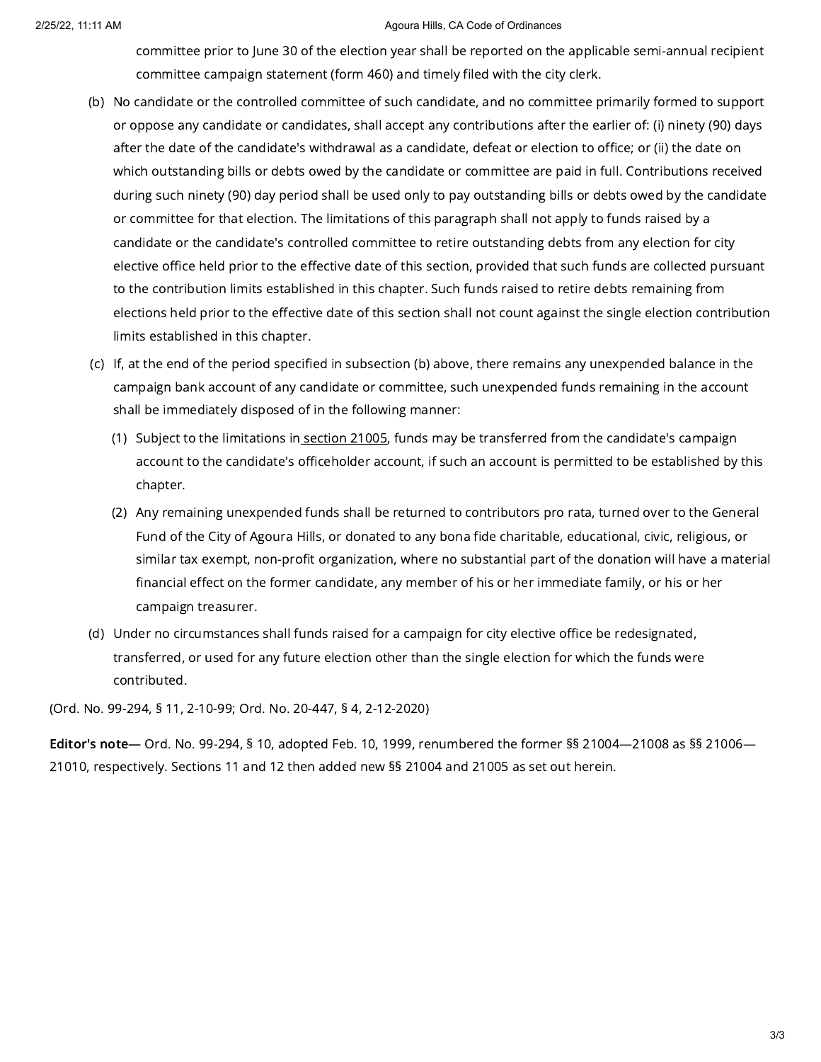committee prior to June 30 of the election year shall be reported on the applicable semi-annual recipient committee campaign statement (form 460) and timely filed with the city clerk.

(b) No candidate or the controlled committee of such candidate, and no committee primarily formed to support or oppose any candidate or candidates, shall accept any contributions after the earlier of: (i) ninety (90) days after the date of the candidate's withdrawal as a candidate, defeat or election to office; or (ii) the date on which outstanding bills or debts owed by the candidate or committee are paid in full. Contributions received during such ninety (90) day period shall be used only to pay outstanding bills or debts owed by the candidate or committee for that election. The limitations of this paragraph shall not apply to funds raised by a candidate or the candidate's controlled committee to retire outstanding debts from any election for city elective office held prior to the effective date of this section, provided that such funds are collected pursuant to the contribution limits established in this chapter. Such funds raised to retire debts remaining from elections held prior to the effective date of this section shall not count against the single election contribution limits established in this chapter.

(c) If, at the end of the period specified in subsection (b) above, there remains any unexpended balance in the campaign bank account of any candidate or committee, such unexpended funds remaining in the account shall be immediately disposed of in the following manner:

  (1) Subject to the limitations in section 21005, funds may be transferred from the candidate's campaign account to the candidate's officeholder account, if such an account is permitted to be established by this chapter.

  (2) Any remaining unexpended funds shall be returned to contributors pro rata, turned over to the General Fund of the City of Agoura Hills, or donated to any bona fide charitable, educational, civic, religious, or similar tax exempt, non-profit organization, where no substantial part of the donation will have a material financial effect on the former candidate, any member of his or her immediate family, or his or her campaign treasurer.

(d) Under no circumstances shall funds raised for a campaign for city elective office be redesignated, transferred, or used for any future election other than the single election for which the funds were contributed.

(Ord. No. 99-294, § 11, 2-10-99; Ord. No. 20-447, § 4, 2-12-2020)

**Editor's note**— Ord. No. 99-294, § 10, adopted Feb. 10, 1999, renumbered the former §§ 21004—21008 as §§ 21006—21010, respectively. Sections 11 and 12 then added new §§ 21004 and 21005 as set out herein.